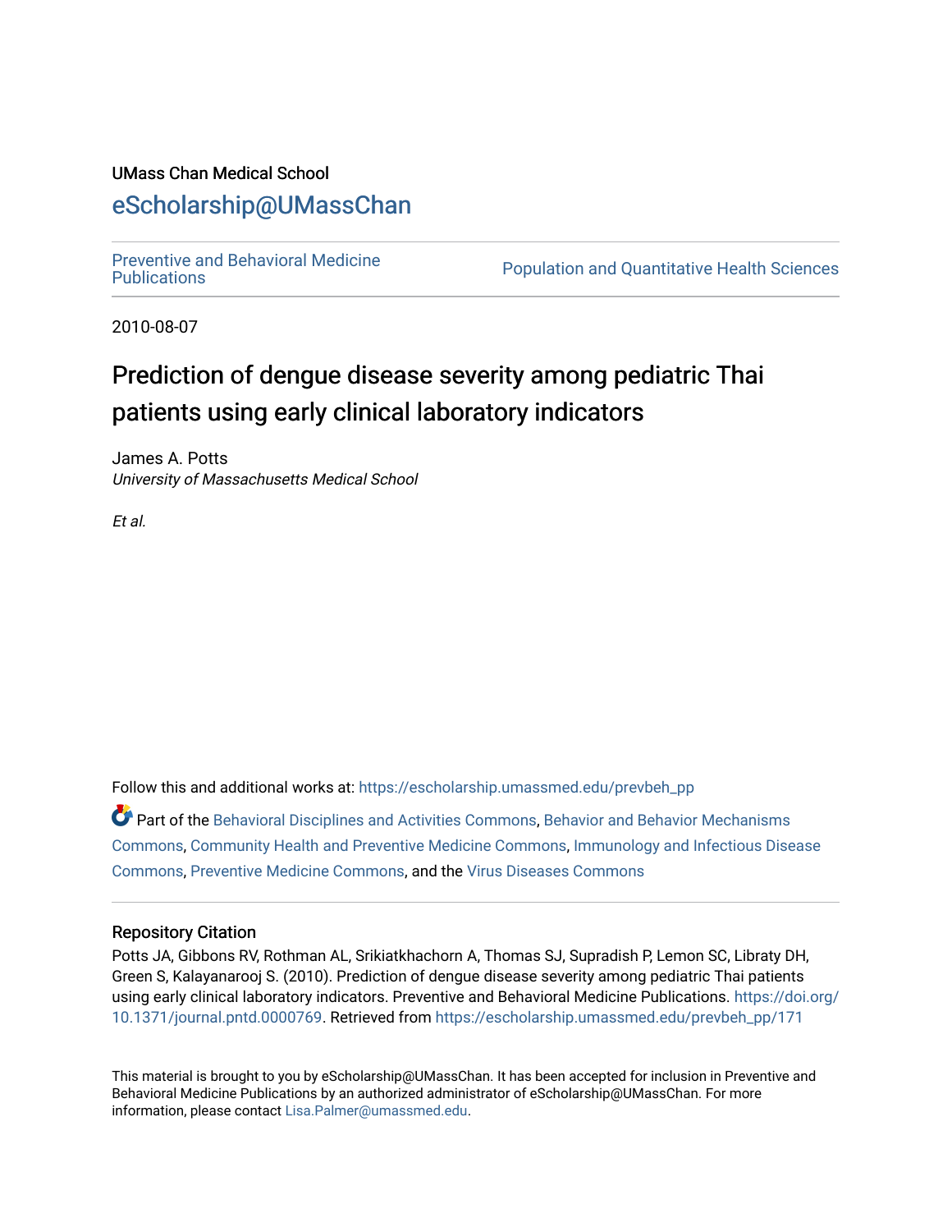UMass Chan Medical School

eScholarship@UMassChan

Preventive and Behavioral Medicine Publications

Population and Quantitative Health Sciences

2010-08-07

# Prediction of dengue disease severity among pediatric Thai patients using early clinical laboratory indicators

James A. Potts
*University of Massachusetts Medical School*

*Et al.*

Follow this and additional works at: https://escholarship.umassmed.edu/prevbeh_pp

Part of the Behavioral Disciplines and Activities Commons, Behavior and Behavior Mechanisms Commons, Community Health and Preventive Medicine Commons, Immunology and Infectious Disease Commons, Preventive Medicine Commons, and the Virus Diseases Commons

## Repository Citation

Potts JA, Gibbons RV, Rothman AL, Srikiatkhachorn A, Thomas SJ, Supradish P, Lemon SC, Libraty DH, Green S, Kalayanarooj S. (2010). Prediction of dengue disease severity among pediatric Thai patients using early clinical laboratory indicators. Preventive and Behavioral Medicine Publications. https://doi.org/10.1371/journal.pntd.0000769. Retrieved from https://escholarship.umassmed.edu/prevbeh_pp/171

This material is brought to you by eScholarship@UMassChan. It has been accepted for inclusion in Preventive and Behavioral Medicine Publications by an authorized administrator of eScholarship@UMassChan. For more information, please contact Lisa.Palmer@umassmed.edu.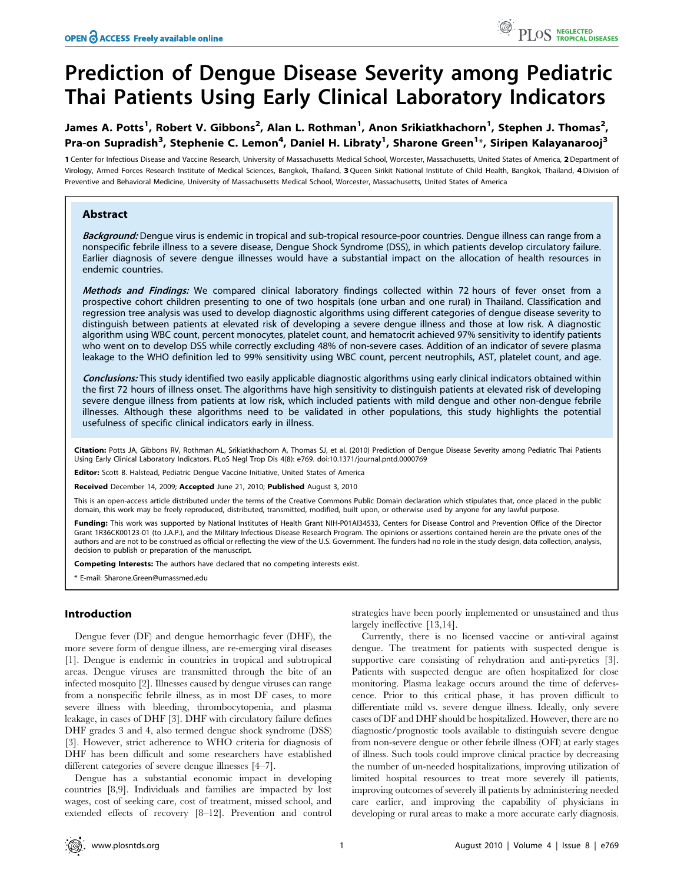# Prediction of Dengue Disease Severity among Pediatric Thai Patients Using Early Clinical Laboratory Indicators

**James A. Potts[1], Robert V. Gibbons[2], Alan L. Rothman[1], Anon Srikiatkhachorn[1], Stephen J. Thomas[2], Pra-on Supradish[3], Stephenie C. Lemon[4], Daniel H. Libraty[1], Sharone Green[1]*, Siripen Kalayanarooj[3]**

**1** Center for Infectious Disease and Vaccine Research, University of Massachusetts Medical School, Worcester, Massachusetts, United States of America, **2** Department of Virology, Armed Forces Research Institute of Medical Sciences, Bangkok, Thailand, **3** Queen Sirikit National Institute of Child Health, Bangkok, Thailand, **4** Division of Preventive and Behavioral Medicine, University of Massachusetts Medical School, Worcester, Massachusetts, United States of America

## Abstract

***Background:*** Dengue virus is endemic in tropical and sub-tropical resource-poor countries. Dengue illness can range from a nonspecific febrile illness to a severe disease, Dengue Shock Syndrome (DSS), in which patients develop circulatory failure. Earlier diagnosis of severe dengue illnesses would have a substantial impact on the allocation of health resources in endemic countries.

***Methods and Findings:*** We compared clinical laboratory findings collected within 72 hours of fever onset from a prospective cohort children presenting to one of two hospitals (one urban and one rural) in Thailand. Classification and regression tree analysis was used to develop diagnostic algorithms using different categories of dengue disease severity to distinguish between patients at elevated risk of developing a severe dengue illness and those at low risk. A diagnostic algorithm using WBC count, percent monocytes, platelet count, and hematocrit achieved 97% sensitivity to identify patients who went on to develop DSS while correctly excluding 48% of non-severe cases. Addition of an indicator of severe plasma leakage to the WHO definition led to 99% sensitivity using WBC count, percent neutrophils, AST, platelet count, and age.

***Conclusions:*** This study identified two easily applicable diagnostic algorithms using early clinical indicators obtained within the first 72 hours of illness onset. The algorithms have high sensitivity to distinguish patients at elevated risk of developing severe dengue illness from patients at low risk, which included patients with mild dengue and other non-dengue febrile illnesses. Although these algorithms need to be validated in other populations, this study highlights the potential usefulness of specific clinical indicators early in illness.

**Citation:** Potts JA, Gibbons RV, Rothman AL, Srikiatkhachorn A, Thomas SJ, et al. (2010) Prediction of Dengue Disease Severity among Pediatric Thai Patients Using Early Clinical Laboratory Indicators. PLoS Negl Trop Dis 4(8): e769. doi:10.1371/journal.pntd.0000769

**Editor:** Scott B. Halstead, Pediatric Dengue Vaccine Initiative, United States of America

**Received** December 14, 2009; **Accepted** June 21, 2010; **Published** August 3, 2010

This is an open-access article distributed under the terms of the Creative Commons Public Domain declaration which stipulates that, once placed in the public domain, this work may be freely reproduced, distributed, transmitted, modified, built upon, or otherwise used by anyone for any lawful purpose.

**Funding:** This work was supported by National Institutes of Health Grant NIH-P01AI34533, Centers for Disease Control and Prevention Office of the Director Grant 1R36CK00123-01 (to J.A.P.), and the Military Infectious Disease Research Program. The opinions or assertions contained herein are the private ones of the authors and are not to be construed as official or reflecting the view of the U.S. Government. The funders had no role in the study design, data collection, analysis, decision to publish or preparation of the manuscript.

**Competing Interests:** The authors have declared that no competing interests exist.

\* E-mail: Sharone.Green@umassmed.edu

## Introduction

Dengue fever (DF) and dengue hemorrhagic fever (DHF), the more severe form of dengue illness, are re-emerging viral diseases [1]. Dengue is endemic in countries in tropical and subtropical areas. Dengue viruses are transmitted through the bite of an infected mosquito [2]. Illnesses caused by dengue viruses can range from a nonspecific febrile illness, as in most DF cases, to more severe illness with bleeding, thrombocytopenia, and plasma leakage, in cases of DHF [3]. DHF with circulatory failure defines DHF grades 3 and 4, also termed dengue shock syndrome (DSS) [3]. However, strict adherence to WHO criteria for diagnosis of DHF has been difficult and some researchers have established different categories of severe dengue illnesses [4–7].

Dengue has a substantial economic impact in developing countries [8,9]. Individuals and families are impacted by lost wages, cost of seeking care, cost of treatment, missed school, and extended effects of recovery [8–12]. Prevention and control strategies have been poorly implemented or unsustained and thus largely ineffective [13,14].

Currently, there is no licensed vaccine or anti-viral against dengue. The treatment for patients with suspected dengue is supportive care consisting of rehydration and anti-pyretics [3]. Patients with suspected dengue are often hospitalized for close monitoring. Plasma leakage occurs around the time of defervescence. Prior to this critical phase, it has proven difficult to differentiate mild vs. severe dengue illness. Ideally, only severe cases of DF and DHF should be hospitalized. However, there are no diagnostic/prognostic tools available to distinguish severe dengue from non-severe dengue or other febrile illness (OFI) at early stages of illness. Such tools could improve clinical practice by decreasing the number of un-needed hospitalizations, improving utilization of limited hospital resources to treat more severely ill patients, improving outcomes of severely ill patients by administering needed care earlier, and improving the capability of physicians in developing or rural areas to make a more accurate early diagnosis.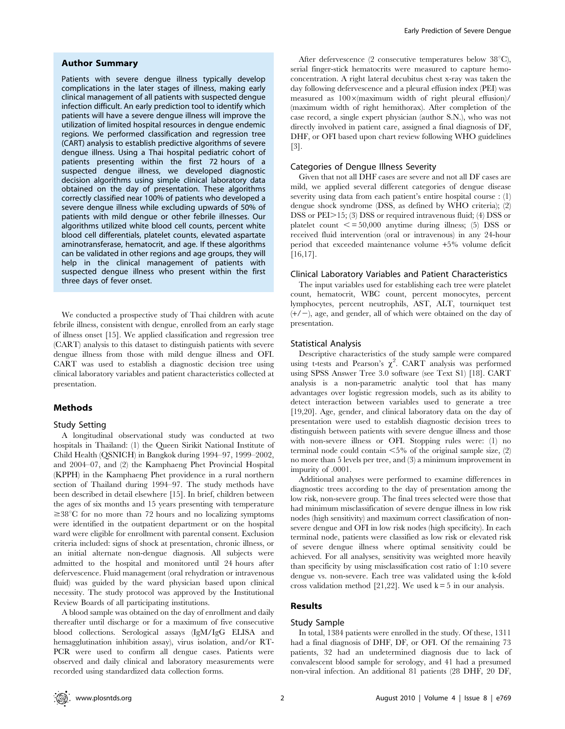## Author Summary

Patients with severe dengue illness typically develop complications in the later stages of illness, making early clinical management of all patients with suspected dengue infection difficult. An early prediction tool to identify which patients will have a severe dengue illness will improve the utilization of limited hospital resources in dengue endemic regions. We performed classification and regression tree (CART) analysis to establish predictive algorithms of severe dengue illness. Using a Thai hospital pediatric cohort of patients presenting within the first 72 hours of a suspected dengue illness, we developed diagnostic decision algorithms using simple clinical laboratory data obtained on the day of presentation. These algorithms correctly classified near 100% of patients who developed a severe dengue illness while excluding upwards of 50% of patients with mild dengue or other febrile illnesses. Our algorithms utilized white blood cell counts, percent white blood cell differentials, platelet counts, elevated aspartate aminotransferase, hematocrit, and age. If these algorithms can be validated in other regions and age groups, they will help in the clinical management of patients with suspected dengue illness who present within the first three days of fever onset.

We conducted a prospective study of Thai children with acute febrile illness, consistent with dengue, enrolled from an early stage of illness onset [15]. We applied classification and regression tree (CART) analysis to this dataset to distinguish patients with severe dengue illness from those with mild dengue illness and OFI. CART was used to establish a diagnostic decision tree using clinical laboratory variables and patient characteristics collected at presentation.

## Methods

### Study Setting

A longitudinal observational study was conducted at two hospitals in Thailand: (1) the Queen Sirikit National Institute of Child Health (QSNICH) in Bangkok during 1994–97, 1999–2002, and 2004–07, and (2) the Kamphaeng Phet Provincial Hospital (KPPH) in the Kamphaeng Phet providence in a rural northern section of Thailand during 1994–97. The study methods have been described in detail elsewhere [15]. In brief, children between the ages of six months and 15 years presenting with temperature $\geq 38^\circ C$ for no more than 72 hours and no localizing symptoms were identified in the outpatient department or on the hospital ward were eligible for enrollment with parental consent. Exclusion criteria included: signs of shock at presentation, chronic illness, or an initial alternate non-dengue diagnosis. All subjects were admitted to the hospital and monitored until 24 hours after defervescence. Fluid management (oral rehydration or intravenous fluid) was guided by the ward physician based upon clinical necessity. The study protocol was approved by the Institutional Review Boards of all participating institutions.

A blood sample was obtained on the day of enrollment and daily thereafter until discharge or for a maximum of five consecutive blood collections. Serological assays (IgM/IgG ELISA and hemagglutination inhibition assay), virus isolation, and/or RT-PCR were used to confirm all dengue cases. Patients were observed and daily clinical and laboratory measurements were recorded using standardized data collection forms.

After defervescence (2 consecutive temperatures below $38^\circ C$), serial finger-stick hematocrits were measured to capture hemoconcentration. A right lateral decubitus chest x-ray was taken the day following defervescence and a pleural effusion index (PEI) was measured as $100 \times$(maximum width of right pleural effusion)/(maximum width of right hemithorax). After completion of the case record, a single expert physician (author S.N.), who was not directly involved in patient care, assigned a final diagnosis of DF, DHF, or OFI based upon chart review following WHO guidelines [3].

### Categories of Dengue Illness Severity

Given that not all DHF cases are severe and not all DF cases are mild, we applied several different categories of dengue disease severity using data from each patient's entire hospital course : (1) dengue shock syndrome (DSS, as defined by WHO criteria); (2) DSS or PEI>15; (3) DSS or required intravenous fluid; (4) DSS or platelet count <=50,000 anytime during illness; (5) DSS or received fluid intervention (oral or intravenous) in any 24-hour period that exceeded maintenance volume +5% volume deficit [16,17].

### Clinical Laboratory Variables and Patient Characteristics

The input variables used for establishing each tree were platelet count, hematocrit, WBC count, percent monocytes, percent lymphocytes, percent neutrophils, AST, ALT, tourniquet test (+/−), age, and gender, all of which were obtained on the day of presentation.

### Statistical Analysis

Descriptive characteristics of the study sample were compared using t-tests and Pearson's $\chi^2$. CART analysis was performed using SPSS Answer Tree 3.0 software (see Text S1) [18]. CART analysis is a non-parametric analytic tool that has many advantages over logistic regression models, such as its ability to detect interaction between variables used to generate a tree [19,20]. Age, gender, and clinical laboratory data on the day of presentation were used to establish diagnostic decision trees to distinguish between patients with severe dengue illness and those with non-severe illness or OFI. Stopping rules were: (1) no terminal node could contain <5% of the original sample size, (2) no more than 5 levels per tree, and (3) a minimum improvement in impurity of .0001.

Additional analyses were performed to examine differences in diagnostic trees according to the day of presentation among the low risk, non-severe group. The final trees selected were those that had minimum misclassification of severe dengue illness in low risk nodes (high sensitivity) and maximum correct classification of non-severe dengue and OFI in low risk nodes (high specificity). In each terminal node, patients were classified as low risk or elevated risk of severe dengue illness where optimal sensitivity could be achieved. For all analyses, sensitivity was weighted more heavily than specificity by using misclassification cost ratio of 1:10 severe dengue vs. non-severe. Each tree was validated using the k-fold cross validation method [21,22]. We used k = 5 in our analysis.

## Results

### Study Sample

In total, 1384 patients were enrolled in the study. Of these, 1311 had a final diagnosis of DHF, DF, or OFI. Of the remaining 73 patients, 32 had an undetermined diagnosis due to lack of convalescent blood sample for serology, and 41 had a presumed non-viral infection. An additional 81 patients (28 DHF, 20 DF,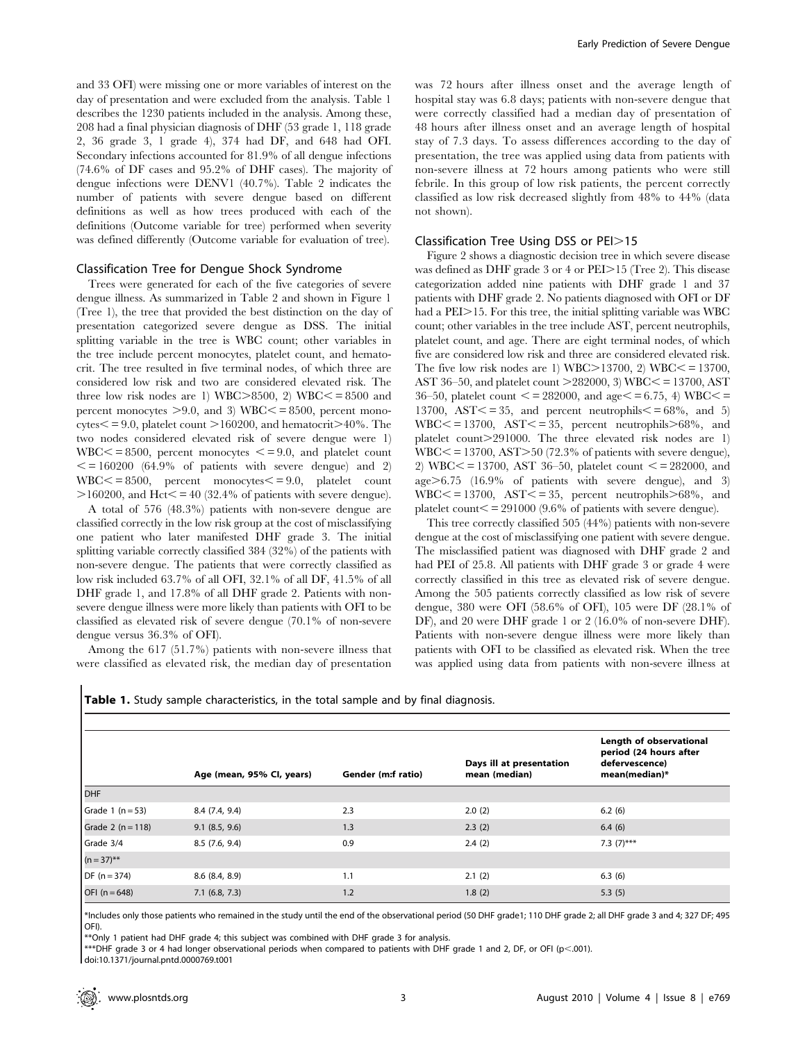and 33 OFI) were missing one or more variables of interest on the day of presentation and were excluded from the analysis. Table 1 describes the 1230 patients included in the analysis. Among these, 208 had a final physician diagnosis of DHF (53 grade 1, 118 grade 2, 36 grade 3, 1 grade 4), 374 had DF, and 648 had OFI. Secondary infections accounted for 81.9% of all dengue infections (74.6% of DF cases and 95.2% of DHF cases). The majority of dengue infections were DENV1 (40.7%). Table 2 indicates the number of patients with severe dengue based on different definitions as well as how trees produced with each of the definitions (Outcome variable for tree) performed when severity was defined differently (Outcome variable for evaluation of tree).

### Classification Tree for Dengue Shock Syndrome

Trees were generated for each of the five categories of severe dengue illness. As summarized in Table 2 and shown in Figure 1 (Tree 1), the tree that provided the best distinction on the day of presentation categorized severe dengue as DSS. The initial splitting variable in the tree is WBC count; other variables in the tree include percent monocytes, platelet count, and hematocrit. The tree resulted in five terminal nodes, of which three are considered low risk and two are considered elevated risk. The three low risk nodes are 1) WBC>8500, 2) WBC< = 8500 and percent monocytes >9.0, and 3) WBC< = 8500, percent monocytes< = 9.0, platelet count >160200, and hematocrit>40%. The two nodes considered elevated risk of severe dengue were 1) WBC< = 8500, percent monocytes < = 9.0, and platelet count < = 160200 (64.9% of patients with severe dengue) and 2) WBC< = 8500, percent monocytes< = 9.0, platelet count >160200, and Hct< = 40 (32.4% of patients with severe dengue).

A total of 576 (48.3%) patients with non-severe dengue are classified correctly in the low risk group at the cost of misclassifying one patient who later manifested DHF grade 3. The initial splitting variable correctly classified 384 (32%) of the patients with non-severe dengue. The patients that were correctly classified as low risk included 63.7% of all OFI, 32.1% of all DF, 41.5% of all DHF grade 1, and 17.8% of all DHF grade 2. Patients with non-severe dengue illness were more likely than patients with OFI to be classified as elevated risk of severe dengue (70.1% of non-severe dengue versus 36.3% of OFI).

Among the 617 (51.7%) patients with non-severe illness that were classified as elevated risk, the median day of presentation was 72 hours after illness onset and the average length of hospital stay was 6.8 days; patients with non-severe dengue that were correctly classified had a median day of presentation of 48 hours after illness onset and an average length of hospital stay of 7.3 days. To assess differences according to the day of presentation, the tree was applied using data from patients with non-severe illness at 72 hours among patients who were still febrile. In this group of low risk patients, the percent correctly classified as low risk decreased slightly from 48% to 44% (data not shown).

### Classification Tree Using DSS or PEI>15

Figure 2 shows a diagnostic decision tree in which severe disease was defined as DHF grade 3 or 4 or PEI>15 (Tree 2). This disease categorization added nine patients with DHF grade 1 and 37 patients with DHF grade 2. No patients diagnosed with OFI or DF had a PEI>15. For this tree, the initial splitting variable was WBC count; other variables in the tree include AST, percent neutrophils, platelet count, and age. There are eight terminal nodes, of which five are considered low risk and three are considered elevated risk. The five low risk nodes are 1) WBC>13700, 2) WBC< = 13700, AST 36–50, and platelet count >282000, 3) WBC< = 13700, AST 36–50, platelet count < = 282000, and age< = 6.75, 4) WBC< = 13700, AST< = 35, and percent neutrophils< = 68%, and 5) WBC< = 13700, AST< = 35, percent neutrophils>68%, and platelet count>291000. The three elevated risk nodes are 1) WBC< = 13700, AST>50 (72.3% of patients with severe dengue), 2) WBC< = 13700, AST 36–50, platelet count < = 282000, and age>6.75 (16.9% of patients with severe dengue), and 3) WBC< = 13700, AST< = 35, percent neutrophils>68%, and platelet count< = 291000 (9.6% of patients with severe dengue).

This tree correctly classified 505 (44%) patients with non-severe dengue at the cost of misclassifying one patient with severe dengue. The misclassified patient was diagnosed with DHF grade 2 and had PEI of 25.8. All patients with DHF grade 3 or grade 4 were correctly classified in this tree as elevated risk of severe dengue. Among the 505 patients correctly classified as low risk of severe dengue, 380 were OFI (58.6% of OFI), 105 were DF (28.1% of DF), and 20 were DHF grade 1 or 2 (16.0% of non-severe DHF). Patients with non-severe dengue illness were more likely than patients with OFI to be classified as elevated risk. When the tree was applied using data from patients with non-severe illness at

**Table 1.** Study sample characteristics, in the total sample and by final diagnosis.

| | Age (mean, 95% CI, years) | Gender (m:f ratio) | Days ill at presentation mean (median) | Length of observational period (24 hours after defervescence) mean(median)* |
|---|---|---|---|---|
| DHF | | | | |
| Grade 1 (n = 53) | 8.4 (7.4, 9.4) | 2.3 | 2.0 (2) | 6.2 (6) |
| Grade 2 (n = 118) | 9.1 (8.5, 9.6) | 1.3 | 2.3 (2) | 6.4 (6) |
| Grade 3/4 (n = 37)** | 8.5 (7.6, 9.4) | 0.9 | 2.4 (2) | 7.3 (7)*** |
| DF (n = 374) | 8.6 (8.4, 8.9) | 1.1 | 2.1 (2) | 6.3 (6) |
| OFI (n = 648) | 7.1 (6.8, 7.3) | 1.2 | 1.8 (2) | 5.3 (5) |

*Includes only those patients who remained in the study until the end of the observational period (50 DHF grade1; 110 DHF grade 2; all DHF grade 3 and 4; 327 DF; 495 OFI).

**Only 1 patient had DHF grade 4; this subject was combined with DHF grade 3 for analysis.

***DHF grade 3 or 4 had longer observational periods when compared to patients with DHF grade 1 and 2, DF, or OFI ($p<.001$).

doi:10.1371/journal.pntd.0000769.t001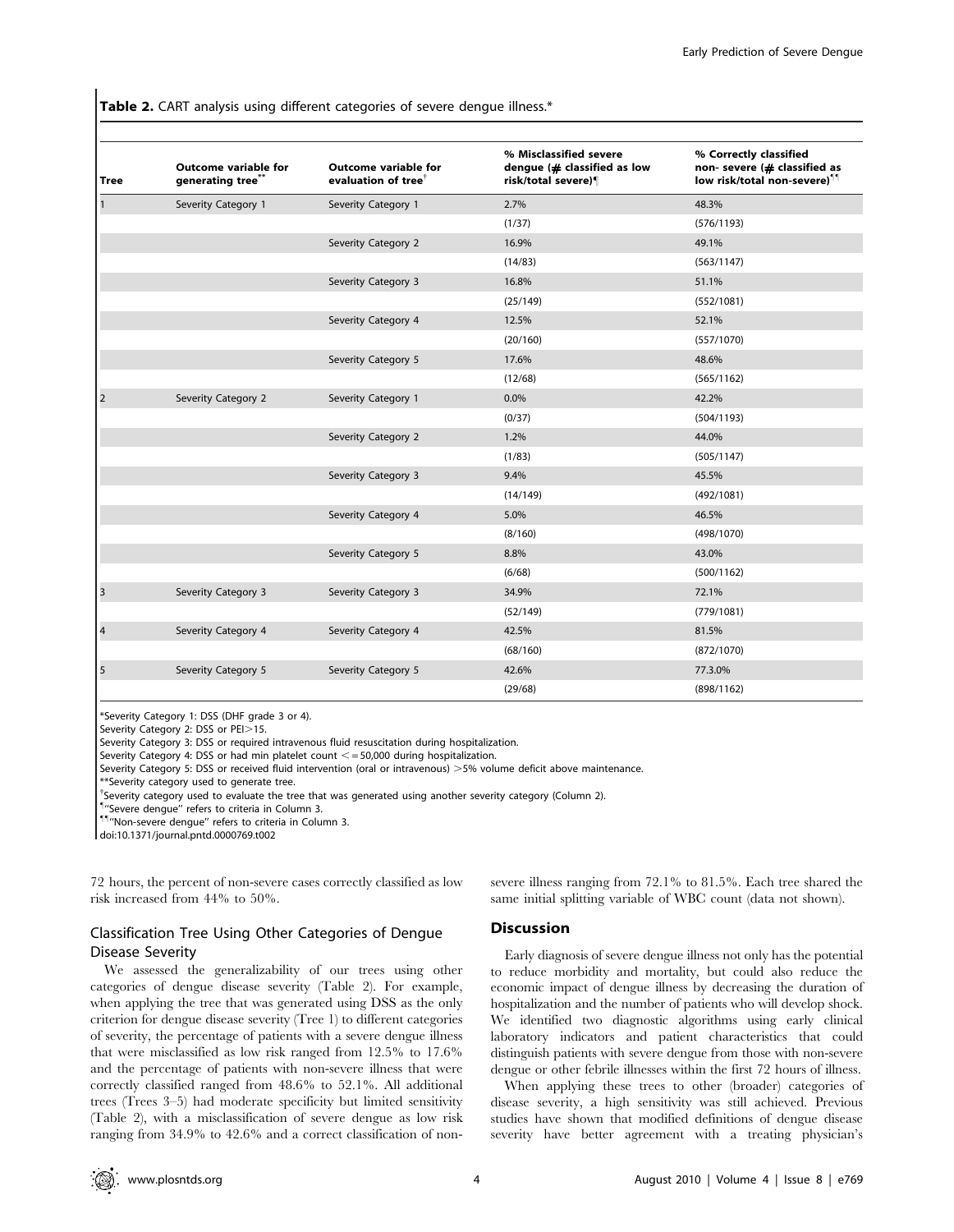**Table 2.** CART analysis using different categories of severe dengue illness.*

| Tree | Outcome variable for generating tree** | Outcome variable for evaluation of tree† | % Misclassified severe dengue (# classified as low risk/total severe)¶ | % Correctly classified non- severe (# classified as low risk/total non-severe)¶¶ |
|---|---|---|---|---|
| 1 | Severity Category 1 | Severity Category 1 | 2.7% | 48.3% |
| | | | (1/37) | (576/1193) |
| | | Severity Category 2 | 16.9% | 49.1% |
| | | | (14/83) | (563/1147) |
| | | Severity Category 3 | 16.8% | 51.1% |
| | | | (25/149) | (552/1081) |
| | | Severity Category 4 | 12.5% | 52.1% |
| | | | (20/160) | (557/1070) |
| | | Severity Category 5 | 17.6% | 48.6% |
| | | | (12/68) | (565/1162) |
| 2 | Severity Category 2 | Severity Category 1 | 0.0% | 42.2% |
| | | | (0/37) | (504/1193) |
| | | Severity Category 2 | 1.2% | 44.0% |
| | | | (1/83) | (505/1147) |
| | | Severity Category 3 | 9.4% | 45.5% |
| | | | (14/149) | (492/1081) |
| | | Severity Category 4 | 5.0% | 46.5% |
| | | | (8/160) | (498/1070) |
| | | Severity Category 5 | 8.8% | 43.0% |
| | | | (6/68) | (500/1162) |
| 3 | Severity Category 3 | Severity Category 3 | 34.9% | 72.1% |
| | | | (52/149) | (779/1081) |
| 4 | Severity Category 4 | Severity Category 4 | 42.5% | 81.5% |
| | | | (68/160) | (872/1070) |
| 5 | Severity Category 5 | Severity Category 5 | 42.6% | 77.3.0% |
| | | | (29/68) | (898/1162) |

*Severity Category 1: DSS (DHF grade 3 or 4).
Severity Category 2: DSS or PEI>15.
Severity Category 3: DSS or required intravenous fluid resuscitation during hospitalization.
Severity Category 4: DSS or had min platelet count <=50,000 during hospitalization.
Severity Category 5: DSS or received fluid intervention (oral or intravenous) >5% volume deficit above maintenance.
**Severity category used to generate tree.
†Severity category used to evaluate the tree that was generated using another severity category (Column 2).
¶"Severe dengue" refers to criteria in Column 3.
¶¶"Non-severe dengue" refers to criteria in Column 3.
doi:10.1371/journal.pntd.0000769.t002

72 hours, the percent of non-severe cases correctly classified as low risk increased from 44% to 50%.

## Classification Tree Using Other Categories of Dengue Disease Severity

We assessed the generalizability of our trees using other categories of dengue disease severity (Table 2). For example, when applying the tree that was generated using DSS as the only criterion for dengue disease severity (Tree 1) to different categories of severity, the percentage of patients with a severe dengue illness that were misclassified as low risk ranged from 12.5% to 17.6% and the percentage of patients with non-severe illness that were correctly classified ranged from 48.6% to 52.1%. All additional trees (Trees 3–5) had moderate specificity but limited sensitivity (Table 2), with a misclassification of severe dengue as low risk ranging from 34.9% to 42.6% and a correct classification of non-severe illness ranging from 72.1% to 81.5%. Each tree shared the same initial splitting variable of WBC count (data not shown).

# Discussion

Early diagnosis of severe dengue illness not only has the potential to reduce morbidity and mortality, but could also reduce the economic impact of dengue illness by decreasing the duration of hospitalization and the number of patients who will develop shock. We identified two diagnostic algorithms using early clinical laboratory indicators and patient characteristics that could distinguish patients with severe dengue from those with non-severe dengue or other febrile illnesses within the first 72 hours of illness.

When applying these trees to other (broader) categories of disease severity, a high sensitivity was still achieved. Previous studies have shown that modified definitions of dengue disease severity have better agreement with a treating physician's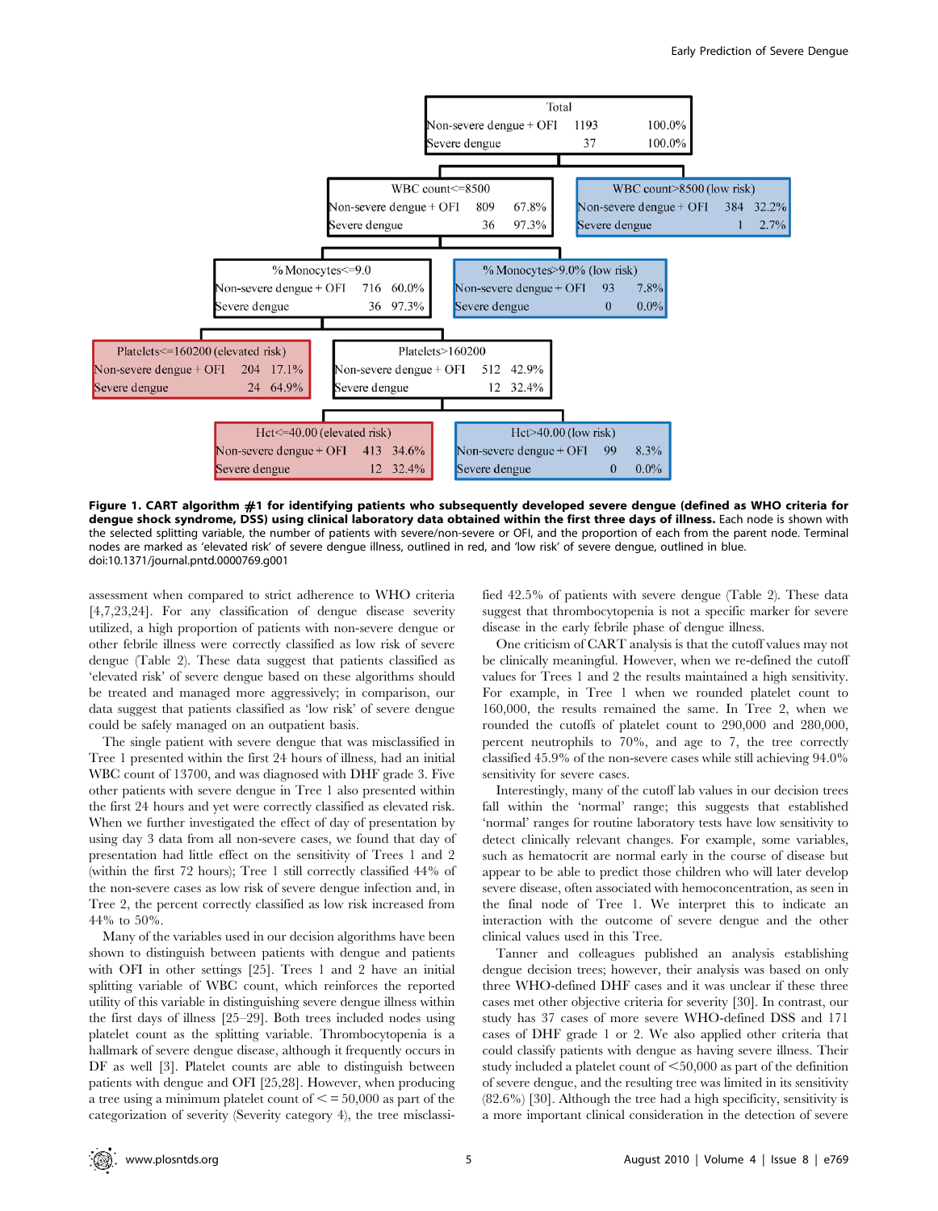| Node | Non-severe dengue + OFI (n) | Non-severe dengue + OFI (%) | Severe dengue (n) | Severe dengue (%) |
|---|---|---|---|---|
| Total | 1193 | 100.0% | 37 | 100.0% |
| WBC count<=8500 | 809 | 67.8% | 36 | 97.3% |
| WBC count>8500 (low risk) | 384 | 32.2% | 1 | 2.7% |
| % Monocytes<=9.0 | 716 | 60.0% | 36 | 97.3% |
| % Monocytes>9.0% (low risk) | 93 | 7.8% | 0 | 0.0% |
| Platelets<=160200 (elevated risk) | 204 | 17.1% | 24 | 64.9% |
| Platelets>160200 | 512 | 42.9% | 12 | 32.4% |
| Hct<=40.00 (elevated risk) | 413 | 34.6% | 12 | 32.4% |
| Hct>40.00 (low risk) | 99 | 8.3% | 0 | 0.0% |

**Figure 1. CART algorithm #1 for identifying patients who subsequently developed severe dengue (defined as WHO criteria for dengue shock syndrome, DSS) using clinical laboratory data obtained within the first three days of illness.** Each node is shown with the selected splitting variable, the number of patients with severe/non-severe or OFI, and the proportion of each from the parent node. Terminal nodes are marked as 'elevated risk' of severe dengue illness, outlined in red, and 'low risk' of severe dengue, outlined in blue.
doi:10.1371/journal.pntd.0000769.g001

assessment when compared to strict adherence to WHO criteria [4,7,23,24]. For any classification of dengue disease severity utilized, a high proportion of patients with non-severe dengue or other febrile illness were correctly classified as low risk of severe dengue (Table 2). These data suggest that patients classified as 'elevated risk' of severe dengue based on these algorithms should be treated and managed more aggressively; in comparison, our data suggest that patients classified as 'low risk' of severe dengue could be safely managed on an outpatient basis.

The single patient with severe dengue that was misclassified in Tree 1 presented within the first 24 hours of illness, had an initial WBC count of 13700, and was diagnosed with DHF grade 3. Five other patients with severe dengue in Tree 1 also presented within the first 24 hours and yet were correctly classified as elevated risk. When we further investigated the effect of day of presentation by using day 3 data from all non-severe cases, we found that day of presentation had little effect on the sensitivity of Trees 1 and 2 (within the first 72 hours); Tree 1 still correctly classified 44% of the non-severe cases as low risk of severe dengue infection and, in Tree 2, the percent correctly classified as low risk increased from 44% to 50%.

Many of the variables used in our decision algorithms have been shown to distinguish between patients with dengue and patients with OFI in other settings [25]. Trees 1 and 2 have an initial splitting variable of WBC count, which reinforces the reported utility of this variable in distinguishing severe dengue illness within the first days of illness [25–29]. Both trees included nodes using platelet count as the splitting variable. Thrombocytopenia is a hallmark of severe dengue disease, although it frequently occurs in DF as well [3]. Platelet counts are able to distinguish between patients with dengue and OFI [25,28]. However, when producing a tree using a minimum platelet count of <= 50,000 as part of the categorization of severity (Severity category 4), the tree misclassified 42.5% of patients with severe dengue (Table 2). These data suggest that thrombocytopenia is not a specific marker for severe disease in the early febrile phase of dengue illness.

One criticism of CART analysis is that the cutoff values may not be clinically meaningful. However, when we re-defined the cutoff values for Trees 1 and 2 the results maintained a high sensitivity. For example, in Tree 1 when we rounded platelet count to 160,000, the results remained the same. In Tree 2, when we rounded the cutoffs of platelet count to 290,000 and 280,000, percent neutrophils to 70%, and age to 7, the tree correctly classified 45.9% of the non-severe cases while still achieving 94.0% sensitivity for severe cases.

Interestingly, many of the cutoff lab values in our decision trees fall within the 'normal' range; this suggests that established 'normal' ranges for routine laboratory tests have low sensitivity to detect clinically relevant changes. For example, some variables, such as hematocrit are normal early in the course of disease but appear to be able to predict those children who will later develop severe disease, often associated with hemoconcentration, as seen in the final node of Tree 1. We interpret this to indicate an interaction with the outcome of severe dengue and the other clinical values used in this Tree.

Tanner and colleagues published an analysis establishing dengue decision trees; however, their analysis was based on only three WHO-defined DHF cases and it was unclear if these three cases met other objective criteria for severity [30]. In contrast, our study has 37 cases of more severe WHO-defined DSS and 171 cases of DHF grade 1 or 2. We also applied other criteria that could classify patients with dengue as having severe illness. Their study included a platelet count of <50,000 as part of the definition of severe dengue, and the resulting tree was limited in its sensitivity (82.6%) [30]. Although the tree had a high specificity, sensitivity is a more important clinical consideration in the detection of severe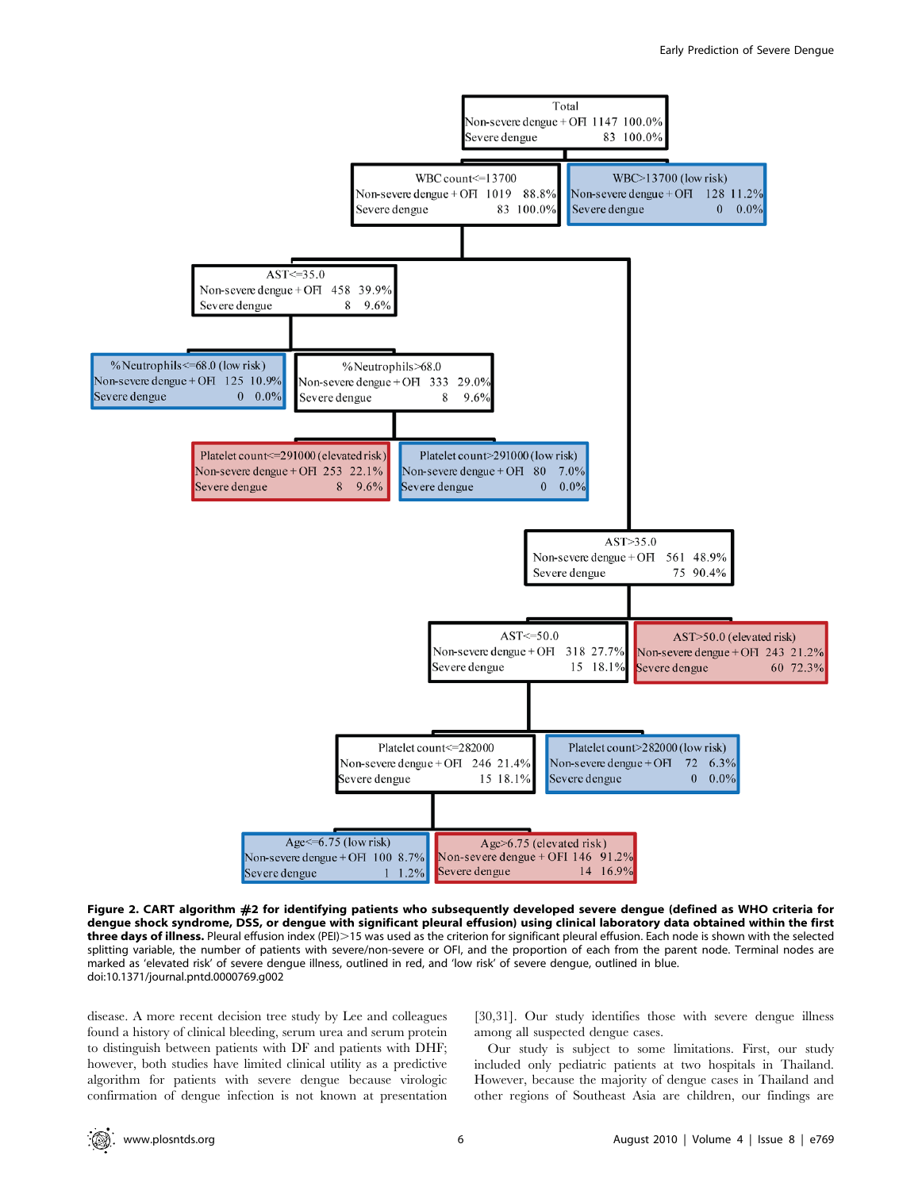Total
Non-severe dengue + OFI 1147 100.0%
Severe dengue 83 100.0%

WBC count<=13700
Non-severe dengue + OFI 1019 88.8%
Severe dengue 83 100.0%

WBC>13700 (low risk)
Non-severe dengue + OFI 128 11.2%
Severe dengue 0 0.0%

AST<=35.0
Non-severe dengue + OFI 458 39.9%
Severe dengue 8 9.6%

%Neutrophils<=68.0 (low risk)
Non-severe dengue + OFI 125 10.9%
Severe dengue 0 0.0%

%Neutrophils>68.0
Non-severe dengue + OFI 333 29.0%
Severe dengue 8 9.6%

Platelet count<=291000 (elevated risk)
Non-severe dengue + OFI 253 22.1%
Severe dengue 8 9.6%

Platelet count>291000 (low risk)
Non-severe dengue + OFI 80 7.0%
Severe dengue 0 0.0%

AST>35.0
Non-severe dengue + OFI 561 48.9%
Severe dengue 75 90.4%

AST<=50.0
Non-severe dengue + OFI 318 27.7%
Severe dengue 15 18.1%

AST>50.0 (elevated risk)
Non-severe dengue + OFI 243 21.2%
Severe dengue 60 72.3%

Platelet count<=282000
Non-severe dengue + OFI 246 21.4%
Severe dengue 15 18.1%

Platelet count>282000 (low risk)
Non-severe dengue + OFI 72 6.3%
Severe dengue 0 0.0%

Age<=6.75 (low risk)
Non-severe dengue + OFI 100 8.7%
Severe dengue 1 1.2%

Age>6.75 (elevated risk)
Non-severe dengue + OFI 146 91.2%
Severe dengue 14 16.9%

**Figure 2. CART algorithm #2 for identifying patients who subsequently developed severe dengue (defined as WHO criteria for dengue shock syndrome, DSS, or dengue with significant pleural effusion) using clinical laboratory data obtained within the first three days of illness.** Pleural effusion index (PEI)>15 was used as the criterion for significant pleural effusion. Each node is shown with the selected splitting variable, the number of patients with severe/non-severe or OFI, and the proportion of each from the parent node. Terminal nodes are marked as 'elevated risk' of severe dengue illness, outlined in red, and 'low risk' of severe dengue, outlined in blue.
doi:10.1371/journal.pntd.0000769.g002

disease. A more recent decision tree study by Lee and colleagues found a history of clinical bleeding, serum urea and serum protein to distinguish between patients with DF and patients with DHF; however, both studies have limited clinical utility as a predictive algorithm for patients with severe dengue because virologic confirmation of dengue infection is not known at presentation [30,31]. Our study identifies those with severe dengue illness among all suspected dengue cases.

Our study is subject to some limitations. First, our study included only pediatric patients at two hospitals in Thailand. However, because the majority of dengue cases in Thailand and other regions of Southeast Asia are children, our findings are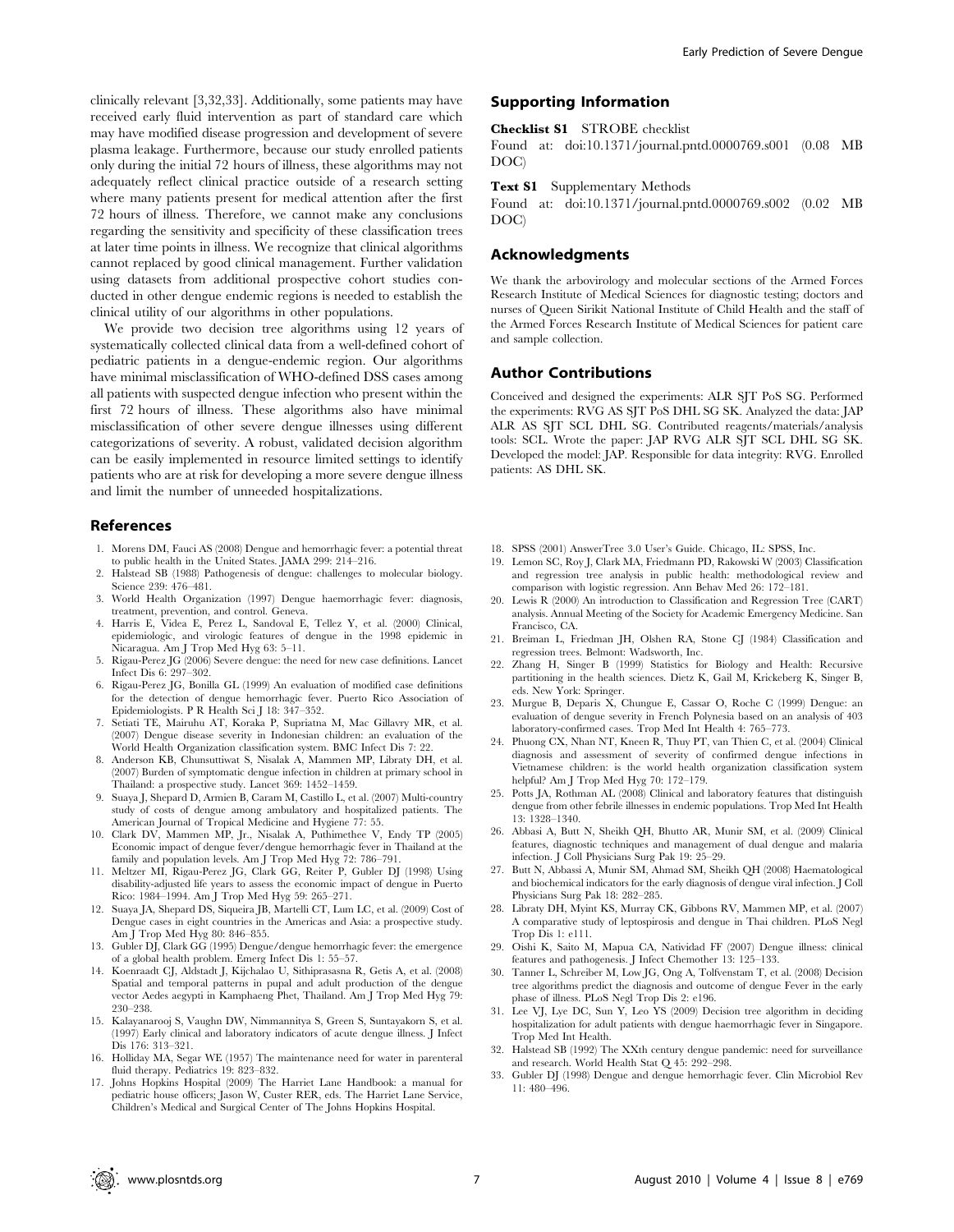clinically relevant [3,32,33]. Additionally, some patients may have received early fluid intervention as part of standard care which may have modified disease progression and development of severe plasma leakage. Furthermore, because our study enrolled patients only during the initial 72 hours of illness, these algorithms may not adequately reflect clinical practice outside of a research setting where many patients present for medical attention after the first 72 hours of illness. Therefore, we cannot make any conclusions regarding the sensitivity and specificity of these classification trees at later time points in illness. We recognize that clinical algorithms cannot replaced by good clinical management. Further validation using datasets from additional prospective cohort studies conducted in other dengue endemic regions is needed to establish the clinical utility of our algorithms in other populations.

We provide two decision tree algorithms using 12 years of systematically collected clinical data from a well-defined cohort of pediatric patients in a dengue-endemic region. Our algorithms have minimal misclassification of WHO-defined DSS cases among all patients with suspected dengue infection who present within the first 72 hours of illness. These algorithms also have minimal misclassification of other severe dengue illnesses using different categorizations of severity. A robust, validated decision algorithm can be easily implemented in resource limited settings to identify patients who are at risk for developing a more severe dengue illness and limit the number of unneeded hospitalizations.

## Supporting Information

**Checklist S1** STROBE checklist
Found at: doi:10.1371/journal.pntd.0000769.s001 (0.08 MB DOC)

**Text S1** Supplementary Methods
Found at: doi:10.1371/journal.pntd.0000769.s002 (0.02 MB DOC)

## Acknowledgments

We thank the arbovirology and molecular sections of the Armed Forces Research Institute of Medical Sciences for diagnostic testing; doctors and nurses of Queen Sirikit National Institute of Child Health and the staff of the Armed Forces Research Institute of Medical Sciences for patient care and sample collection.

## Author Contributions

Conceived and designed the experiments: ALR SJT PoS SG. Performed the experiments: RVG AS SJT PoS DHL SG SK. Analyzed the data: JAP ALR AS SJT SCL DHL SG. Contributed reagents/materials/analysis tools: SCL. Wrote the paper: JAP RVG ALR SJT SCL DHL SG SK. Developed the model: JAP. Responsible for data integrity: RVG. Enrolled patients: AS DHL SK.

## References

1. Morens DM, Fauci AS (2008) Dengue and hemorrhagic fever: a potential threat to public health in the United States. JAMA 299: 214–216.
2. Halstead SB (1988) Pathogenesis of dengue: challenges to molecular biology. Science 239: 476–481.
3. World Health Organization (1997) Dengue haemorrhagic fever: diagnosis, treatment, prevention, and control. Geneva.
4. Harris E, Videa E, Perez L, Sandoval E, Tellez Y, et al. (2000) Clinical, epidemiologic, and virologic features of dengue in the 1998 epidemic in Nicaragua. Am J Trop Med Hyg 63: 5–11.
5. Rigau-Perez JG (2006) Severe dengue: the need for new case definitions. Lancet Infect Dis 6: 297–302.
6. Rigau-Perez JG, Bonilla GL (1999) An evaluation of modified case definitions for the detection of dengue hemorrhagic fever. Puerto Rico Association of Epidemiologists. P R Health Sci J 18: 347–352.
7. Setiati TE, Mairuhu AT, Koraka P, Supriatna M, Mac Gillavry MR, et al. (2007) Dengue disease severity in Indonesian children: an evaluation of the World Health Organization classification system. BMC Infect Dis 7: 22.
8. Anderson KB, Chunsuttiwat S, Nisalak A, Mammen MP, Libraty DH, et al. (2007) Burden of symptomatic dengue infection in children at primary school in Thailand: a prospective study. Lancet 369: 1452–1459.
9. Suaya J, Shepard D, Armien B, Caram M, Castillo L, et al. (2007) Multi-country study of costs of dengue among ambulatory and hospitalized patients. The American Journal of Tropical Medicine and Hygiene 77: 55.
10. Clark DV, Mammen MP, Jr., Nisalak A, Puthimethee V, Endy TP (2005) Economic impact of dengue fever/dengue hemorrhagic fever in Thailand at the family and population levels. Am J Trop Med Hyg 72: 786–791.
11. Meltzer MI, Rigau-Perez JG, Clark GG, Reiter P, Gubler DJ (1998) Using disability-adjusted life years to assess the economic impact of dengue in Puerto Rico: 1984–1994. Am J Trop Med Hyg 59: 265–271.
12. Suaya JA, Shepard DS, Siqueira JB, Martelli CT, Lum LC, et al. (2009) Cost of Dengue cases in eight countries in the Americas and Asia: a prospective study. Am J Trop Med Hyg 80: 846–855.
13. Gubler DJ, Clark GG (1995) Dengue/dengue hemorrhagic fever: the emergence of a global health problem. Emerg Infect Dis 1: 55–57.
14. Koenraadt CJ, Aldstadt J, Kijchalao U, Sithiprasasna R, Getis A, et al. (2008) Spatial and temporal patterns in pupal and adult production of the dengue vector Aedes aegypti in Kamphaeng Phet, Thailand. Am J Trop Med Hyg 79: 230–238.
15. Kalayanarooj S, Vaughn DW, Nimmannitya S, Green S, Suntayakorn S, et al. (1997) Early clinical and laboratory indicators of acute dengue illness. J Infect Dis 176: 313–321.
16. Holliday MA, Segar WE (1957) The maintenance need for water in parenteral fluid therapy. Pediatrics 19: 823–832.
17. Johns Hopkins Hospital (2009) The Harriet Lane Handbook: a manual for pediatric house officers; Jason W, Custer RER, eds. The Harriet Lane Service, Children's Medical and Surgical Center of The Johns Hopkins Hospital.
18. SPSS (2001) AnswerTree 3.0 User's Guide. Chicago, IL: SPSS, Inc.
19. Lemon SC, Roy J, Clark MA, Friedmann PD, Rakowski W (2003) Classification and regression tree analysis in public health: methodological review and comparison with logistic regression. Ann Behav Med 26: 172–181.
20. Lewis R (2000) An introduction to Classification and Regression Tree (CART) analysis. Annual Meeting of the Society for Academic Emergency Medicine. San Francisco, CA.
21. Breiman L, Friedman JH, Olshen RA, Stone CJ (1984) Classification and regression trees. Belmont: Wadsworth, Inc.
22. Zhang H, Singer B (1999) Statistics for Biology and Health: Recursive partitioning in the health sciences. Dietz K, Gail M, Krickeberg K, Singer B, eds. New York: Springer.
23. Murgue B, Deparis X, Chungue E, Cassar O, Roche C (1999) Dengue: an evaluation of dengue severity in French Polynesia based on an analysis of 403 laboratory-confirmed cases. Trop Med Int Health 4: 765–773.
24. Phuong CX, Nhan NT, Kneen R, Thuy PT, van Thien C, et al. (2004) Clinical diagnosis and assessment of severity of confirmed dengue infections in Vietnamese children: is the world health organization classification system helpful? Am J Trop Med Hyg 70: 172–179.
25. Potts JA, Rothman AL (2008) Clinical and laboratory features that distinguish dengue from other febrile illnesses in endemic populations. Trop Med Int Health 13: 1328–1340.
26. Abbasi A, Butt N, Sheikh QH, Bhutto AR, Munir SM, et al. (2009) Clinical features, diagnostic techniques and management of dual dengue and malaria infection. J Coll Physicians Surg Pak 19: 25–29.
27. Butt N, Abbasi A, Munir SM, Ahmad SM, Sheikh QH (2008) Haematological and biochemical indicators for the early diagnosis of dengue viral infection. J Coll Physicians Surg Pak 18: 282–285.
28. Libraty DH, Myint KS, Murray CK, Gibbons RV, Mammen MP, et al. (2007) A comparative study of leptospirosis and dengue in Thai children. PLoS Negl Trop Dis 1: e111.
29. Oishi K, Saito M, Mapua CA, Natividad FF (2007) Dengue illness: clinical features and pathogenesis. J Infect Chemother 13: 125–133.
30. Tanner L, Schreiber M, Low JG, Ong A, Tolfvenstam T, et al. (2008) Decision tree algorithms predict the diagnosis and outcome of dengue Fever in the early phase of illness. PLoS Negl Trop Dis 2: e196.
31. Lee VJ, Lye DC, Sun Y, Leo YS (2009) Decision tree algorithm in deciding hospitalization for adult patients with dengue haemorrhagic fever in Singapore. Trop Med Int Health.
32. Halstead SB (1992) The XXth century dengue pandemic: need for surveillance and research. World Health Stat Q 45: 292–298.
33. Gubler DJ (1998) Dengue and dengue hemorrhagic fever. Clin Microbiol Rev 11: 480–496.